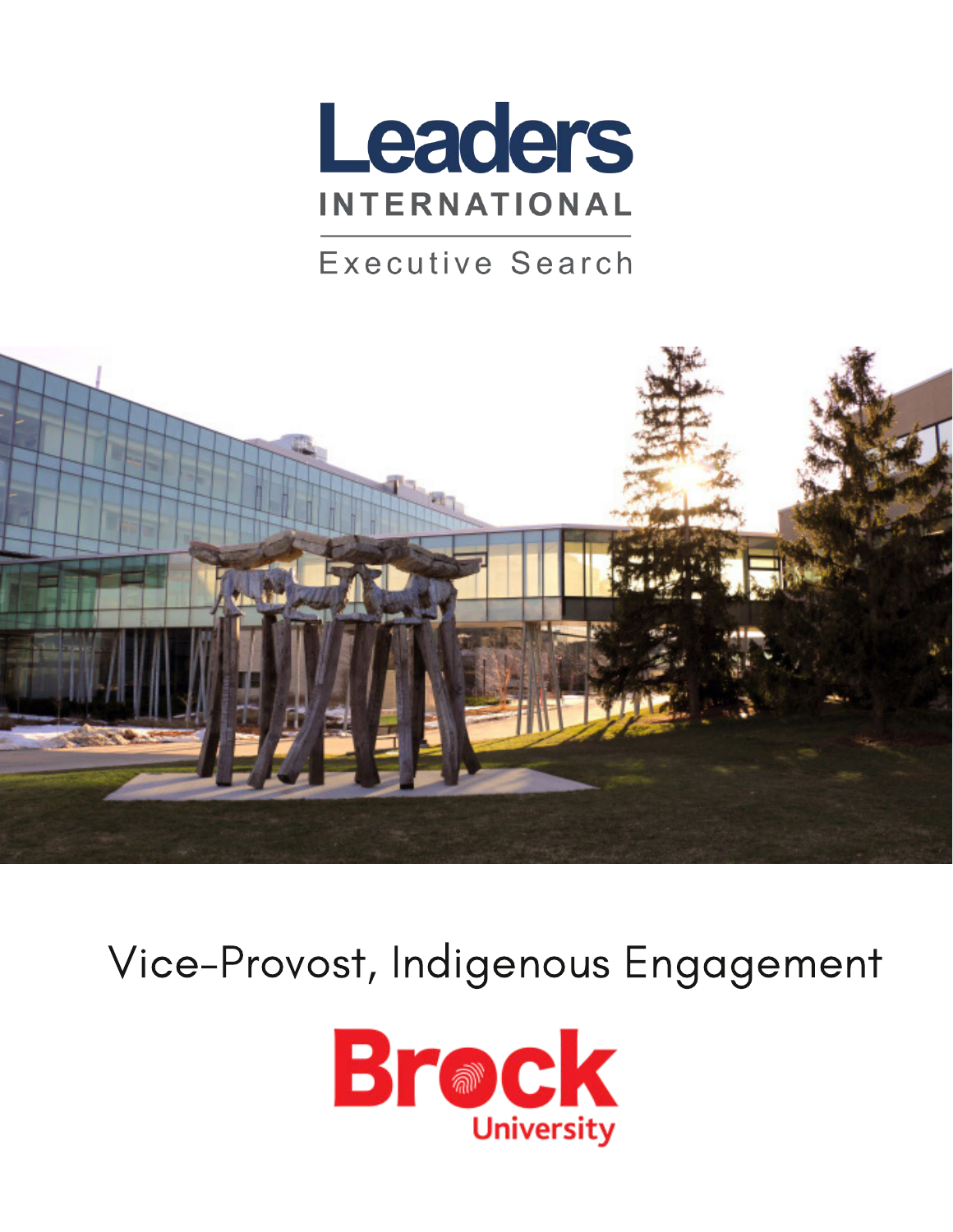Leaders INTERNATIONAL

Executive Search

# Vice-Provost, Indigenous Engagement

Brock University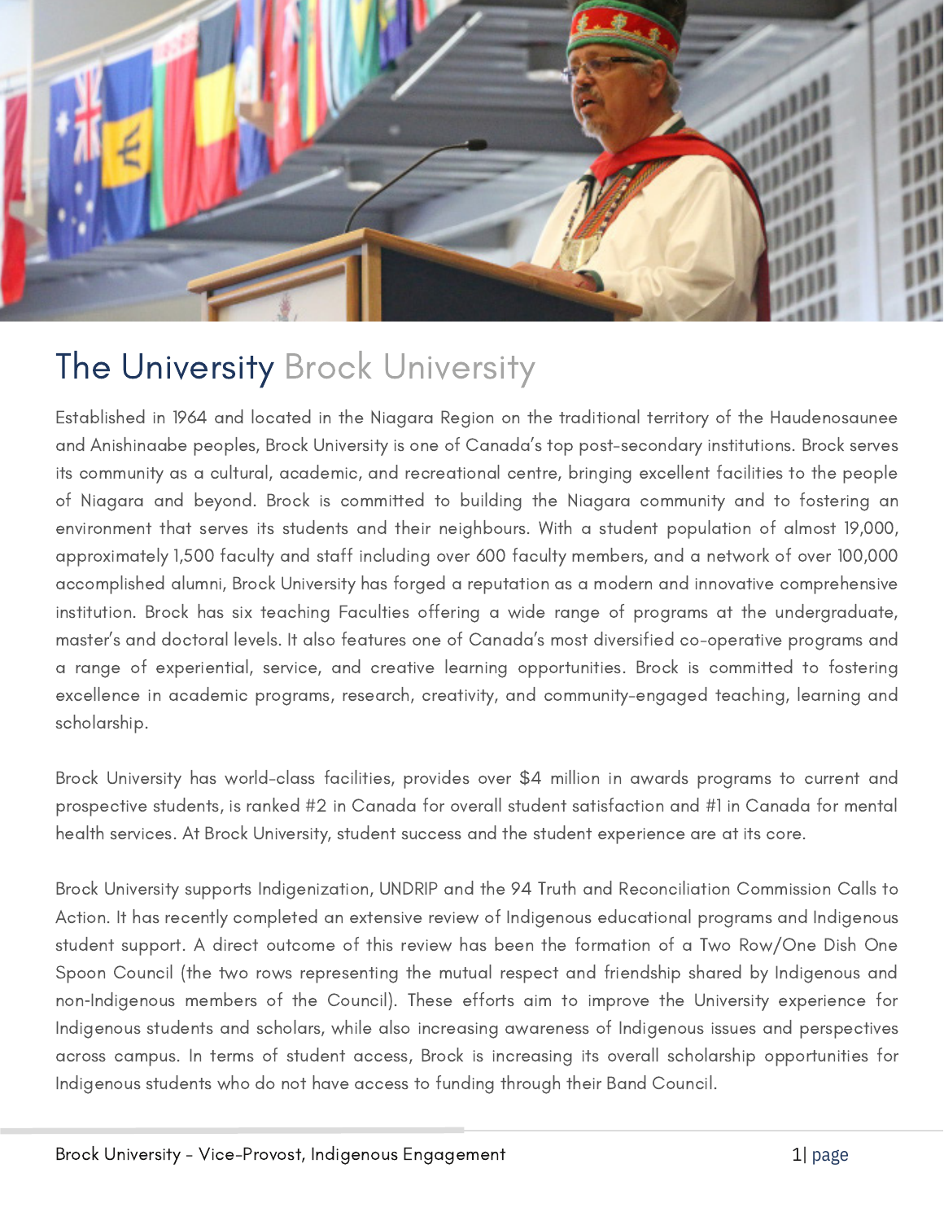# The University Brock University

Established in 1964 and located in the Niagara Region on the traditional territory of the Haudenosaunee and Anishinaabe peoples, Brock University is one of Canada's top post-secondary institutions. Brock serves its community as a cultural, academic, and recreational centre, bringing excellent facilities to the people of Niagara and beyond. Brock is committed to building the Niagara community and to fostering an environment that serves its students and their neighbours. With a student population of almost 19,000, approximately 1,500 faculty and staff including over 600 faculty members, and a network of over 100,000 accomplished alumni, Brock University has forged a reputation as a modern and innovative comprehensive institution. Brock has six teaching Faculties offering a wide range of programs at the undergraduate, master's and doctoral levels. It also features one of Canada's most diversified co-operative programs and a range of experiential, service, and creative learning opportunities. Brock is committed to fostering excellence in academic programs, research, creativity, and community-engaged teaching, learning and scholarship.

Brock University has world-class facilities, provides over $4 million in awards programs to current and prospective students, is ranked #2 in Canada for overall student satisfaction and #1 in Canada for mental health services. At Brock University, student success and the student experience are at its core.

Brock University supports Indigenization, UNDRIP and the 94 Truth and Reconciliation Commission Calls to Action. It has recently completed an extensive review of Indigenous educational programs and Indigenous student support. A direct outcome of this review has been the formation of a Two Row/One Dish One Spoon Council (the two rows representing the mutual respect and friendship shared by Indigenous and non-Indigenous members of the Council). These efforts aim to improve the University experience for Indigenous students and scholars, while also increasing awareness of Indigenous issues and perspectives across campus. In terms of student access, Brock is increasing its overall scholarship opportunities for Indigenous students who do not have access to funding through their Band Council.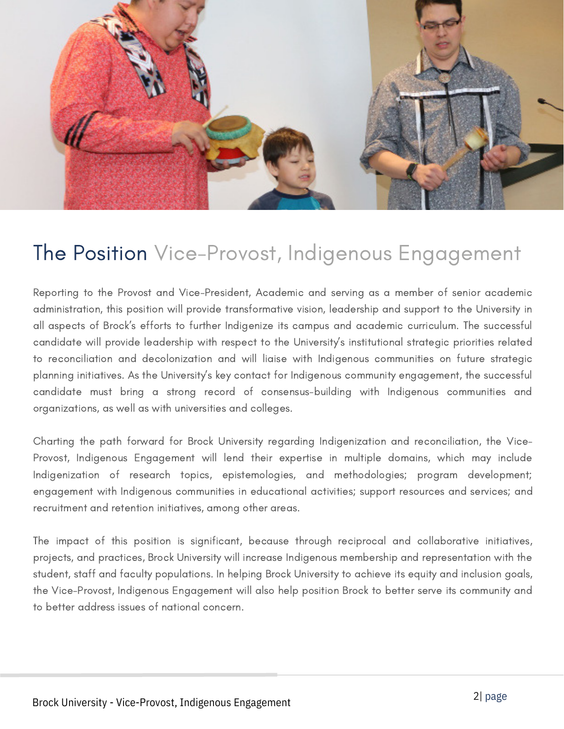# The Position Vice-Provost, Indigenous Engagement

Reporting to the Provost and Vice-President, Academic and serving as a member of senior academic administration, this position will provide transformative vision, leadership and support to the University in all aspects of Brock's efforts to further Indigenize its campus and academic curriculum. The successful candidate will provide leadership with respect to the University's institutional strategic priorities related to reconciliation and decolonization and will liaise with Indigenous communities on future strategic planning initiatives. As the University's key contact for Indigenous community engagement, the successful candidate must bring a strong record of consensus-building with Indigenous communities and organizations, as well as with universities and colleges.

Charting the path forward for Brock University regarding Indigenization and reconciliation, the Vice-Provost, Indigenous Engagement will lend their expertise in multiple domains, which may include Indigenization of research topics, epistemologies, and methodologies; program development; engagement with Indigenous communities in educational activities; support resources and services; and recruitment and retention initiatives, among other areas.

The impact of this position is significant, because through reciprocal and collaborative initiatives, projects, and practices, Brock University will increase Indigenous membership and representation with the student, staff and faculty populations. In helping Brock University to achieve its equity and inclusion goals, the Vice-Provost, Indigenous Engagement will also help position Brock to better serve its community and to better address issues of national concern.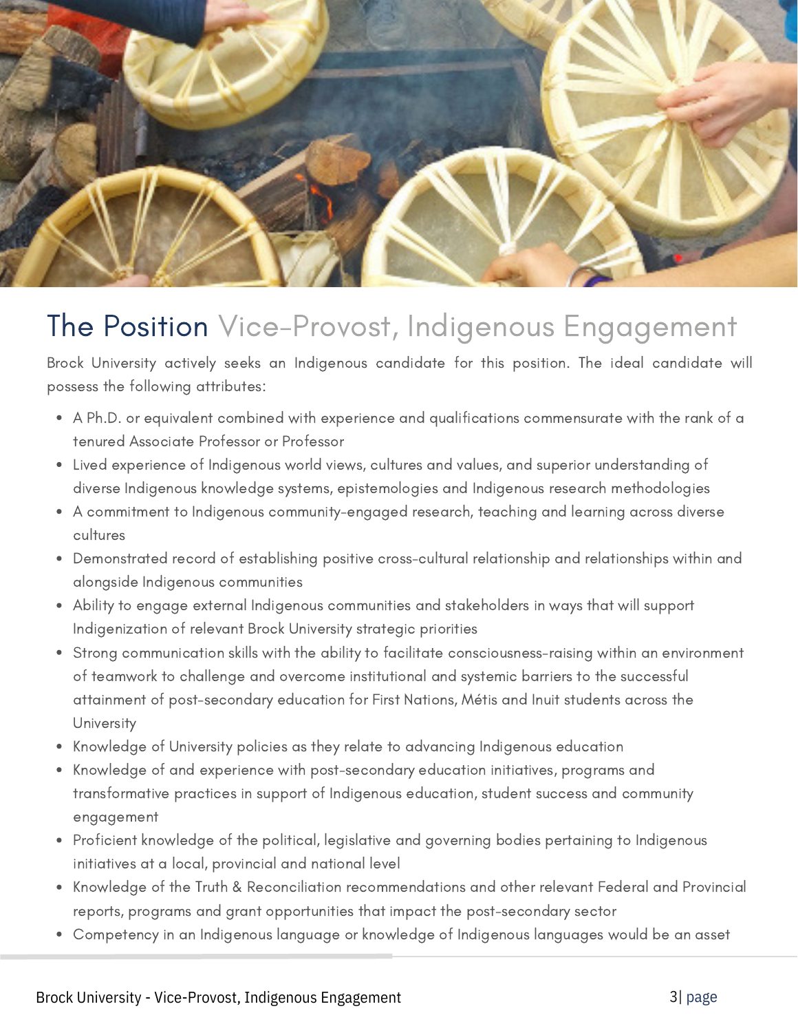## The Position Vice-Provost, Indigenous Engagement

Brock University actively seeks an Indigenous candidate for this position. The ideal candidate will possess the following attributes:

- A Ph.D. or equivalent combined with experience and qualifications commensurate with the rank of a tenured Associate Professor or Professor
- Lived experience of Indigenous world views, cultures and values, and superior understanding of diverse Indigenous knowledge systems, epistemologies and Indigenous research methodologies
- A commitment to Indigenous community-engaged research, teaching and learning across diverse cultures
- Demonstrated record of establishing positive cross-cultural relationship and relationships within and alongside Indigenous communities
- Ability to engage external Indigenous communities and stakeholders in ways that will support Indigenization of relevant Brock University strategic priorities
- Strong communication skills with the ability to facilitate consciousness-raising within an environment of teamwork to challenge and overcome institutional and systemic barriers to the successful attainment of post-secondary education for First Nations, Métis and Inuit students across the University
- Knowledge of University policies as they relate to advancing Indigenous education
- Knowledge of and experience with post-secondary education initiatives, programs and transformative practices in support of Indigenous education, student success and community engagement
- Proficient knowledge of the political, legislative and governing bodies pertaining to Indigenous initiatives at a local, provincial and national level
- Knowledge of the Truth & Reconciliation recommendations and other relevant Federal and Provincial reports, programs and grant opportunities that impact the post-secondary sector
- Competency in an Indigenous language or knowledge of Indigenous languages would be an asset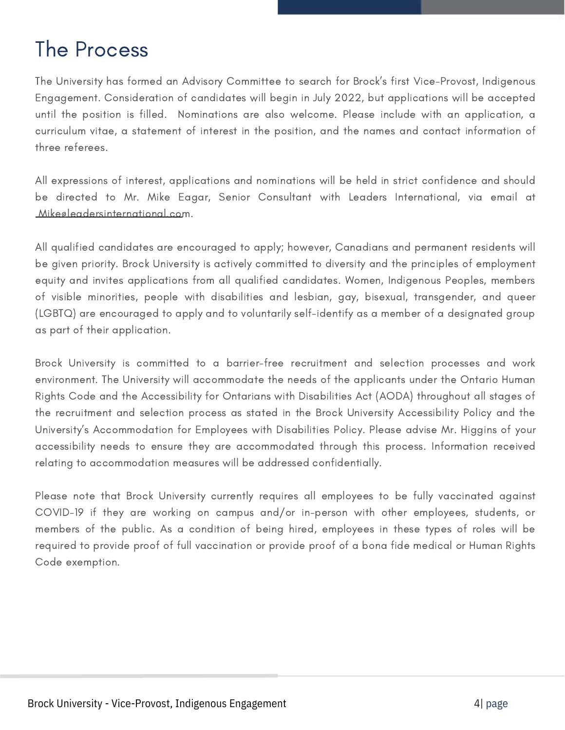# The Process

The University has formed an Advisory Committee to search for Brock's first Vice-Provost, Indigenous Engagement. Consideration of candidates will begin in July 2022, but applications will be accepted until the position is filled. Nominations are also welcome. Please include with an application, a curriculum vitae, a statement of interest in the position, and the names and contact information of three referees.

All expressions of interest, applications and nominations will be held in strict confidence and should be directed to Mr. Mike Eagar, Senior Consultant with Leaders International, via email at Mike@leadersinternational.com.

All qualified candidates are encouraged to apply; however, Canadians and permanent residents will be given priority. Brock University is actively committed to diversity and the principles of employment equity and invites applications from all qualified candidates. Women, Indigenous Peoples, members of visible minorities, people with disabilities and lesbian, gay, bisexual, transgender, and queer (LGBTQ) are encouraged to apply and to voluntarily self-identify as a member of a designated group as part of their application.

Brock University is committed to a barrier-free recruitment and selection processes and work environment. The University will accommodate the needs of the applicants under the Ontario Human Rights Code and the Accessibility for Ontarians with Disabilities Act (AODA) throughout all stages of the recruitment and selection process as stated in the Brock University Accessibility Policy and the University's Accommodation for Employees with Disabilities Policy. Please advise Mr. Higgins of your accessibility needs to ensure they are accommodated through this process. Information received relating to accommodation measures will be addressed confidentially.

Please note that Brock University currently requires all employees to be fully vaccinated against COVID-19 if they are working on campus and/or in-person with other employees, students, or members of the public. As a condition of being hired, employees in these types of roles will be required to provide proof of full vaccination or provide proof of a bona fide medical or Human Rights Code exemption.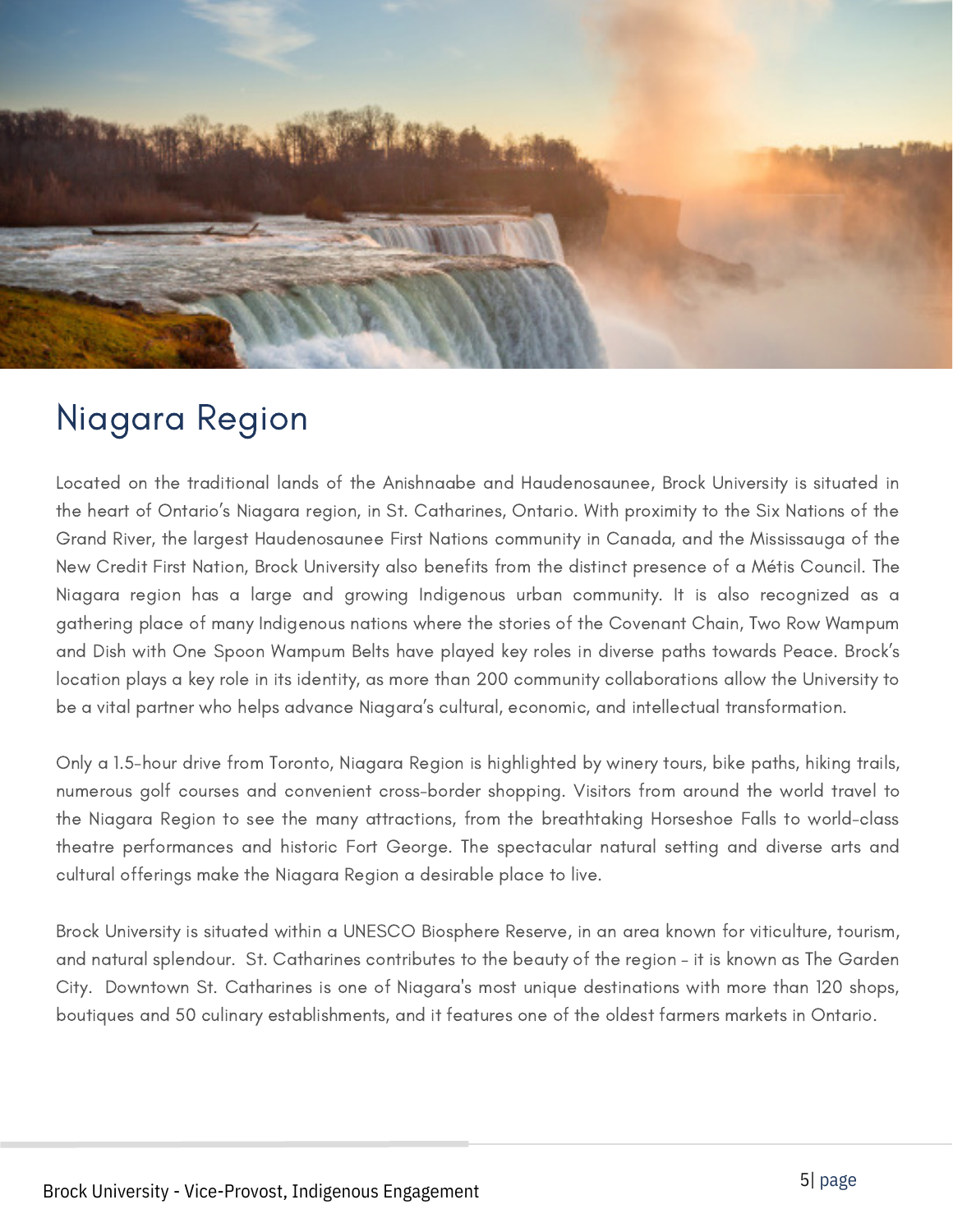# Niagara Region

Located on the traditional lands of the Anishnaabe and Haudenosaunee, Brock University is situated in the heart of Ontario's Niagara region, in St. Catharines, Ontario. With proximity to the Six Nations of the Grand River, the largest Haudenosaunee First Nations community in Canada, and the Mississauga of the New Credit First Nation, Brock University also benefits from the distinct presence of a Métis Council. The Niagara region has a large and growing Indigenous urban community. It is also recognized as a gathering place of many Indigenous nations where the stories of the Covenant Chain, Two Row Wampum and Dish with One Spoon Wampum Belts have played key roles in diverse paths towards Peace. Brock's location plays a key role in its identity, as more than 200 community collaborations allow the University to be a vital partner who helps advance Niagara's cultural, economic, and intellectual transformation.

Only a 1.5-hour drive from Toronto, Niagara Region is highlighted by winery tours, bike paths, hiking trails, numerous golf courses and convenient cross-border shopping. Visitors from around the world travel to the Niagara Region to see the many attractions, from the breathtaking Horseshoe Falls to world-class theatre performances and historic Fort George. The spectacular natural setting and diverse arts and cultural offerings make the Niagara Region a desirable place to live.

Brock University is situated within a UNESCO Biosphere Reserve, in an area known for viticulture, tourism, and natural splendour. St. Catharines contributes to the beauty of the region – it is known as The Garden City. Downtown St. Catharines is one of Niagara's most unique destinations with more than 120 shops, boutiques and 50 culinary establishments, and it features one of the oldest farmers markets in Ontario.